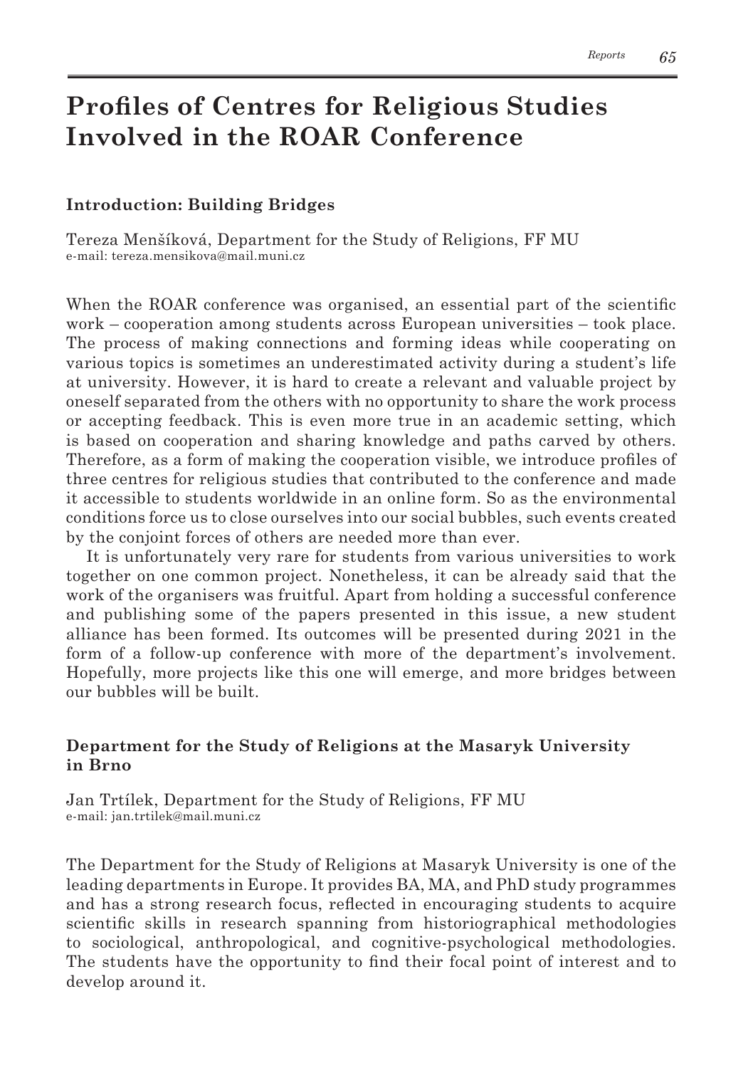# Profiles of Centres for Religious Studies Involved in the ROAR Conference

### Introduction: Building Bridges

Tereza Menšíková, Department for the Study of Religions, FF MU
e-mail: tereza.mensikova@mail.muni.cz

When the ROAR conference was organised, an essential part of the scientific work – cooperation among students across European universities – took place. The process of making connections and forming ideas while cooperating on various topics is sometimes an underestimated activity during a student's life at university. However, it is hard to create a relevant and valuable project by oneself separated from the others with no opportunity to share the work process or accepting feedback. This is even more true in an academic setting, which is based on cooperation and sharing knowledge and paths carved by others. Therefore, as a form of making the cooperation visible, we introduce profiles of three centres for religious studies that contributed to the conference and made it accessible to students worldwide in an online form. So as the environmental conditions force us to close ourselves into our social bubbles, such events created by the conjoint forces of others are needed more than ever.

It is unfortunately very rare for students from various universities to work together on one common project. Nonetheless, it can be already said that the work of the organisers was fruitful. Apart from holding a successful conference and publishing some of the papers presented in this issue, a new student alliance has been formed. Its outcomes will be presented during 2021 in the form of a follow-up conference with more of the department's involvement. Hopefully, more projects like this one will emerge, and more bridges between our bubbles will be built.

### Department for the Study of Religions at the Masaryk University in Brno

Jan Trtílek, Department for the Study of Religions, FF MU
e-mail: jan.trtilek@mail.muni.cz

The Department for the Study of Religions at Masaryk University is one of the leading departments in Europe. It provides BA, MA, and PhD study programmes and has a strong research focus, reflected in encouraging students to acquire scientific skills in research spanning from historiographical methodologies to sociological, anthropological, and cognitive-psychological methodologies. The students have the opportunity to find their focal point of interest and to develop around it.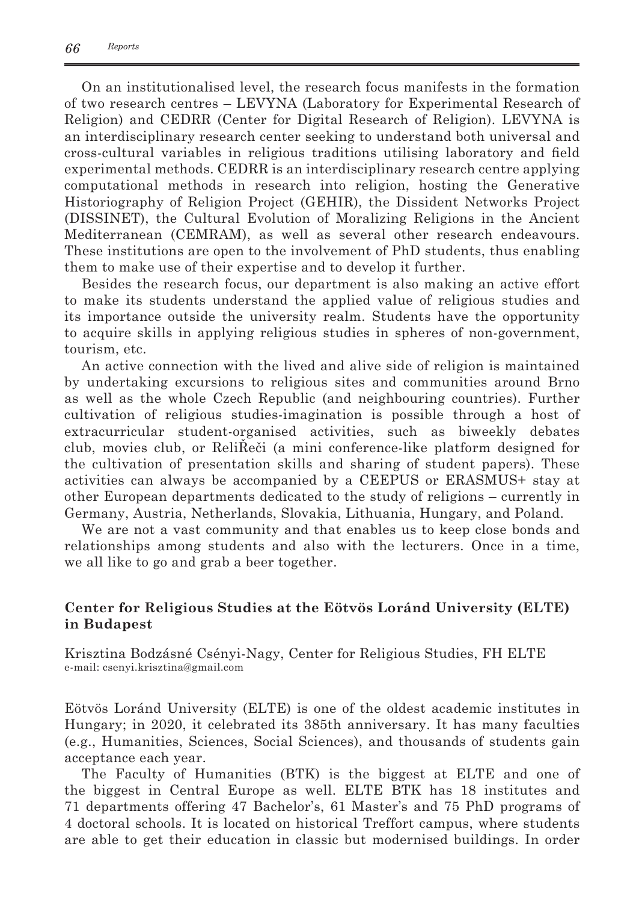On an institutionalised level, the research focus manifests in the formation of two research centres – LEVYNA (Laboratory for Experimental Research of Religion) and CEDRR (Center for Digital Research of Religion). LEVYNA is an interdisciplinary research center seeking to understand both universal and cross-cultural variables in religious traditions utilising laboratory and field experimental methods. CEDRR is an interdisciplinary research centre applying computational methods in research into religion, hosting the Generative Historiography of Religion Project (GEHIR), the Dissident Networks Project (DISSINET), the Cultural Evolution of Moralizing Religions in the Ancient Mediterranean (CEMRAM), as well as several other research endeavours. These institutions are open to the involvement of PhD students, thus enabling them to make use of their expertise and to develop it further.

Besides the research focus, our department is also making an active effort to make its students understand the applied value of religious studies and its importance outside the university realm. Students have the opportunity to acquire skills in applying religious studies in spheres of non-government, tourism, etc.

An active connection with the lived and alive side of religion is maintained by undertaking excursions to religious sites and communities around Brno as well as the whole Czech Republic (and neighbouring countries). Further cultivation of religious studies-imagination is possible through a host of extracurricular student-organised activities, such as biweekly debates club, movies club, or ReliŘeči (a mini conference-like platform designed for the cultivation of presentation skills and sharing of student papers). These activities can always be accompanied by a CEEPUS or ERASMUS+ stay at other European departments dedicated to the study of religions – currently in Germany, Austria, Netherlands, Slovakia, Lithuania, Hungary, and Poland.

We are not a vast community and that enables us to keep close bonds and relationships among students and also with the lecturers. Once in a time, we all like to go and grab a beer together.

## Center for Religious Studies at the Eötvös Loránd University (ELTE) in Budapest

Krisztina Bodzásné Csényi-Nagy, Center for Religious Studies, FH ELTE
e-mail: csenyi.krisztina@gmail.com

Eötvös Loránd University (ELTE) is one of the oldest academic institutes in Hungary; in 2020, it celebrated its 385th anniversary. It has many faculties (e.g., Humanities, Sciences, Social Sciences), and thousands of students gain acceptance each year.

The Faculty of Humanities (BTK) is the biggest at ELTE and one of the biggest in Central Europe as well. ELTE BTK has 18 institutes and 71 departments offering 47 Bachelor's, 61 Master's and 75 PhD programs of 4 doctoral schools. It is located on historical Treffort campus, where students are able to get their education in classic but modernised buildings. In order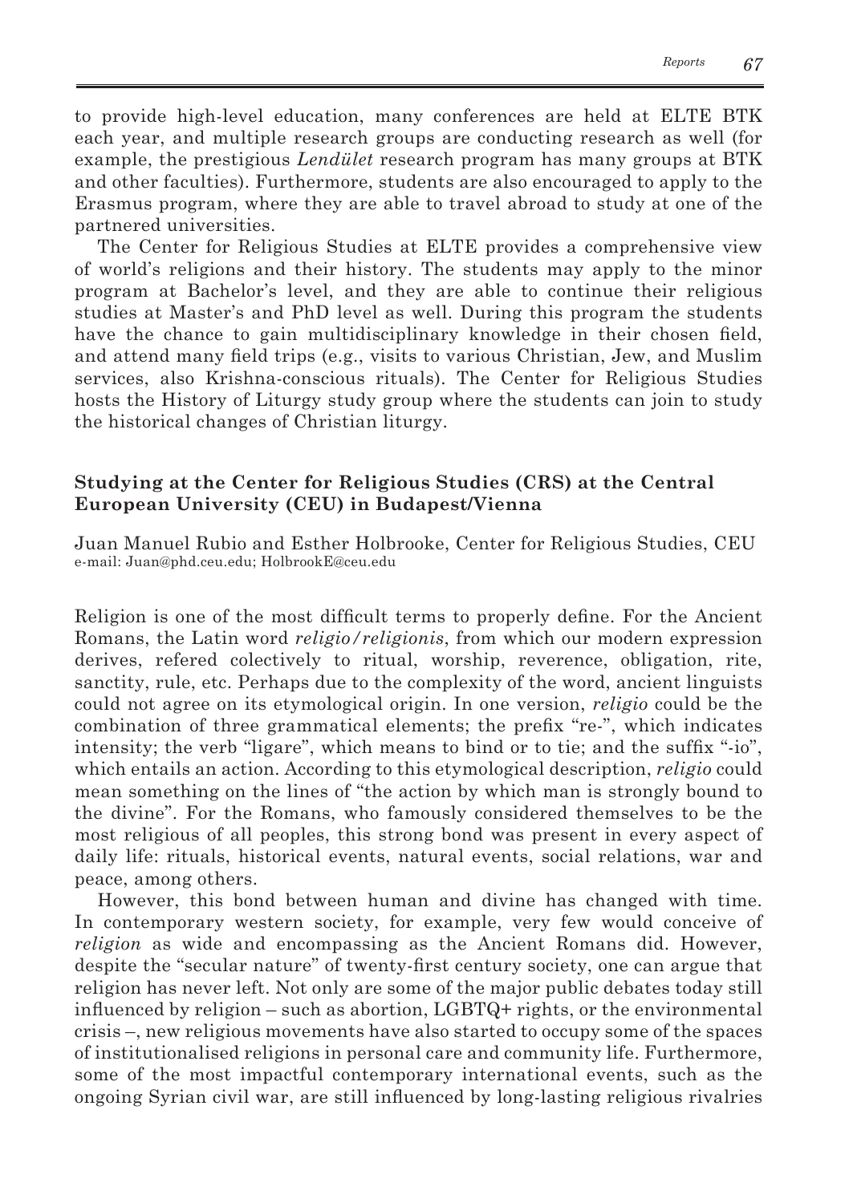to provide high-level education, many conferences are held at ELTE BTK each year, and multiple research groups are conducting research as well (for example, the prestigious *Lendület* research program has many groups at BTK and other faculties). Furthermore, students are also encouraged to apply to the Erasmus program, where they are able to travel abroad to study at one of the partnered universities.

The Center for Religious Studies at ELTE provides a comprehensive view of world's religions and their history. The students may apply to the minor program at Bachelor's level, and they are able to continue their religious studies at Master's and PhD level as well. During this program the students have the chance to gain multidisciplinary knowledge in their chosen field, and attend many field trips (e.g., visits to various Christian, Jew, and Muslim services, also Krishna-conscious rituals). The Center for Religious Studies hosts the History of Liturgy study group where the students can join to study the historical changes of Christian liturgy.

### Studying at the Center for Religious Studies (CRS) at the Central European University (CEU) in Budapest/Vienna

Juan Manuel Rubio and Esther Holbrooke, Center for Religious Studies, CEU
e-mail: Juan@phd.ceu.edu; HolbrookE@ceu.edu

Religion is one of the most difficult terms to properly define. For the Ancient Romans, the Latin word *religio/religionis*, from which our modern expression derives, refered colectively to ritual, worship, reverence, obligation, rite, sanctity, rule, etc. Perhaps due to the complexity of the word, ancient linguists could not agree on its etymological origin. In one version, *religio* could be the combination of three grammatical elements; the prefix "re-", which indicates intensity; the verb "ligare", which means to bind or to tie; and the suffix "-io", which entails an action. According to this etymological description, *religio* could mean something on the lines of "the action by which man is strongly bound to the divine". For the Romans, who famously considered themselves to be the most religious of all peoples, this strong bond was present in every aspect of daily life: rituals, historical events, natural events, social relations, war and peace, among others.

However, this bond between human and divine has changed with time. In contemporary western society, for example, very few would conceive of *religion* as wide and encompassing as the Ancient Romans did. However, despite the "secular nature" of twenty-first century society, one can argue that religion has never left. Not only are some of the major public debates today still influenced by religion – such as abortion, LGBTQ+ rights, or the environmental crisis –, new religious movements have also started to occupy some of the spaces of institutionalised religions in personal care and community life. Furthermore, some of the most impactful contemporary international events, such as the ongoing Syrian civil war, are still influenced by long-lasting religious rivalries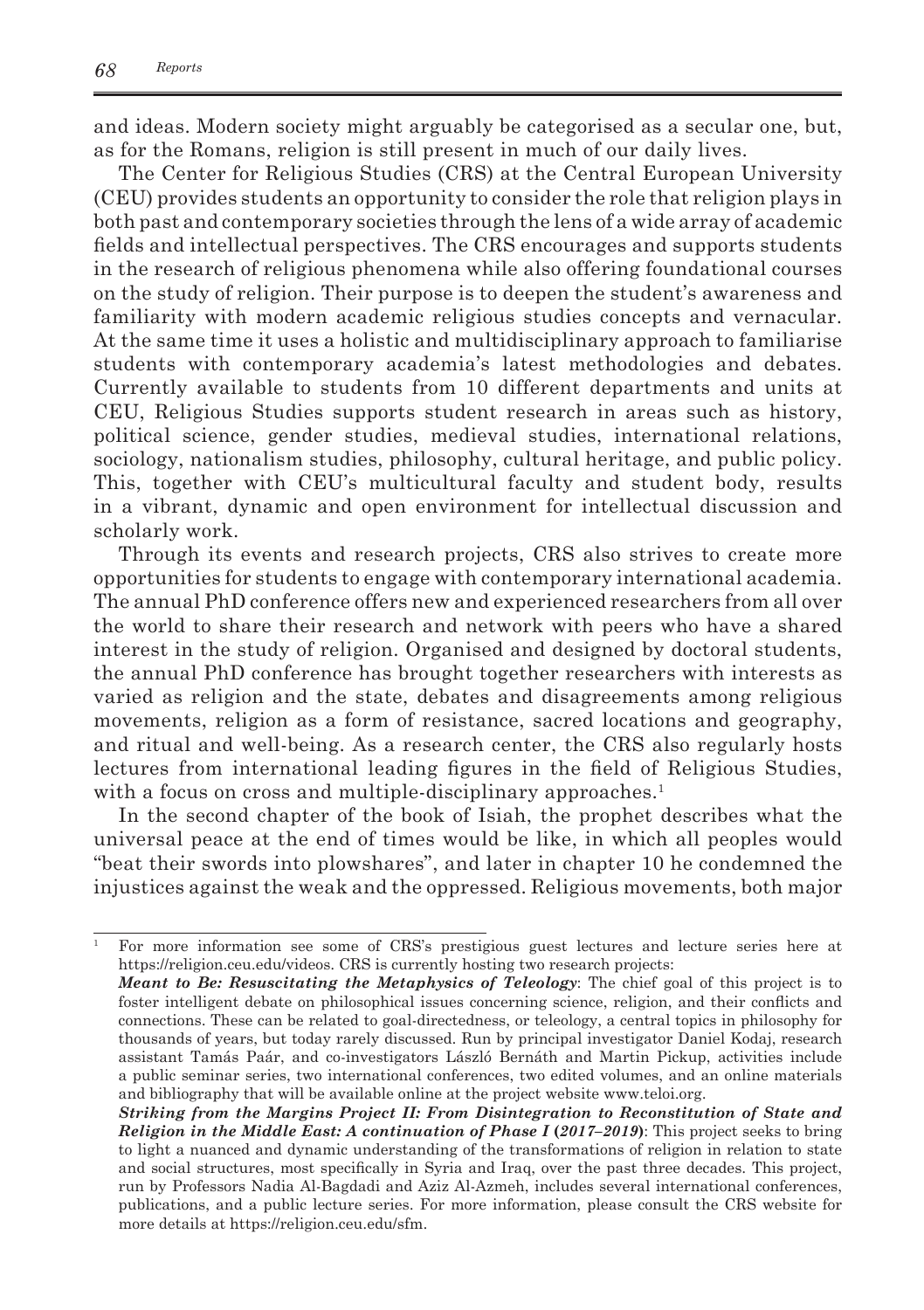and ideas. Modern society might arguably be categorised as a secular one, but, as for the Romans, religion is still present in much of our daily lives.

The Center for Religious Studies (CRS) at the Central European University (CEU) provides students an opportunity to consider the role that religion plays in both past and contemporary societies through the lens of a wide array of academic fields and intellectual perspectives. The CRS encourages and supports students in the research of religious phenomena while also offering foundational courses on the study of religion. Their purpose is to deepen the student's awareness and familiarity with modern academic religious studies concepts and vernacular. At the same time it uses a holistic and multidisciplinary approach to familiarise students with contemporary academia's latest methodologies and debates. Currently available to students from 10 different departments and units at CEU, Religious Studies supports student research in areas such as history, political science, gender studies, medieval studies, international relations, sociology, nationalism studies, philosophy, cultural heritage, and public policy. This, together with CEU's multicultural faculty and student body, results in a vibrant, dynamic and open environment for intellectual discussion and scholarly work.

Through its events and research projects, CRS also strives to create more opportunities for students to engage with contemporary international academia. The annual PhD conference offers new and experienced researchers from all over the world to share their research and network with peers who have a shared interest in the study of religion. Organised and designed by doctoral students, the annual PhD conference has brought together researchers with interests as varied as religion and the state, debates and disagreements among religious movements, religion as a form of resistance, sacred locations and geography, and ritual and well-being. As a research center, the CRS also regularly hosts lectures from international leading figures in the field of Religious Studies, with a focus on cross and multiple-disciplinary approaches.[1]

In the second chapter of the book of Isiah, the prophet describes what the universal peace at the end of times would be like, in which all peoples would "beat their swords into plowshares", and later in chapter 10 he condemned the injustices against the weak and the oppressed. Religious movements, both major

---

[1] For more information see some of CRS's prestigious guest lectures and lecture series here at https://religion.ceu.edu/videos. CRS is currently hosting two research projects:

***Meant to Be: Resuscitating the Metaphysics of Teleology***: The chief goal of this project is to foster intelligent debate on philosophical issues concerning science, religion, and their conflicts and connections. These can be related to goal-directedness, or teleology, a central topics in philosophy for thousands of years, but today rarely discussed. Run by principal investigator Daniel Kodaj, research assistant Tamás Paár, and co-investigators László Bernáth and Martin Pickup, activities include a public seminar series, two international conferences, two edited volumes, and an online materials and bibliography that will be available online at the project website www.teloi.org.

***Striking from the Margins Project II: From Disintegration to Reconstitution of State and Religion in the Middle East: A continuation of Phase I*** **(*2017–2019*)**: This project seeks to bring to light a nuanced and dynamic understanding of the transformations of religion in relation to state and social structures, most specifically in Syria and Iraq, over the past three decades. This project, run by Professors Nadia Al-Bagdadi and Aziz Al-Azmeh, includes several international conferences, publications, and a public lecture series. For more information, please consult the CRS website for more details at https://religion.ceu.edu/sfm.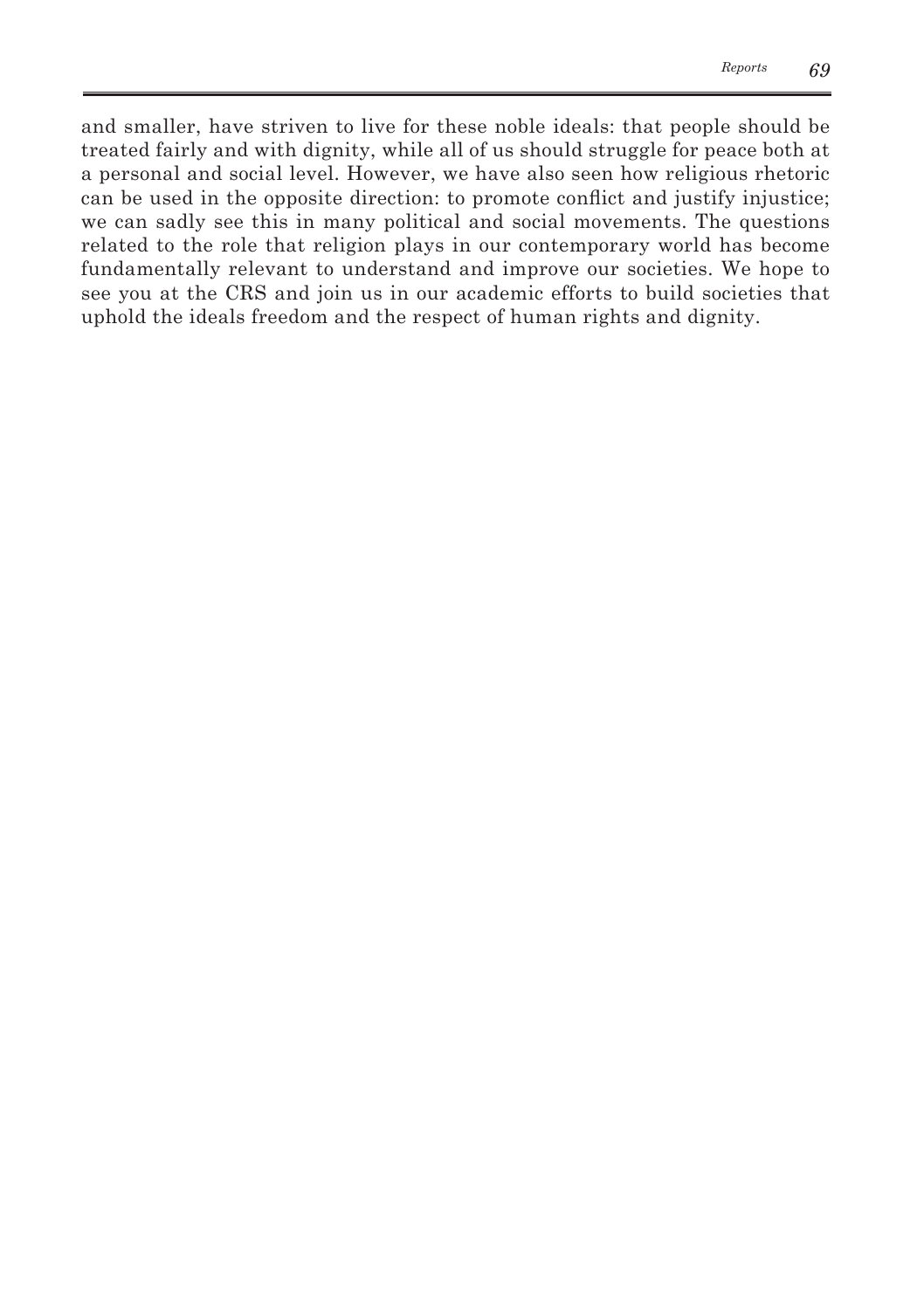and smaller, have striven to live for these noble ideals: that people should be treated fairly and with dignity, while all of us should struggle for peace both at a personal and social level. However, we have also seen how religious rhetoric can be used in the opposite direction: to promote conflict and justify injustice; we can sadly see this in many political and social movements. The questions related to the role that religion plays in our contemporary world has become fundamentally relevant to understand and improve our societies. We hope to see you at the CRS and join us in our academic efforts to build societies that uphold the ideals freedom and the respect of human rights and dignity.